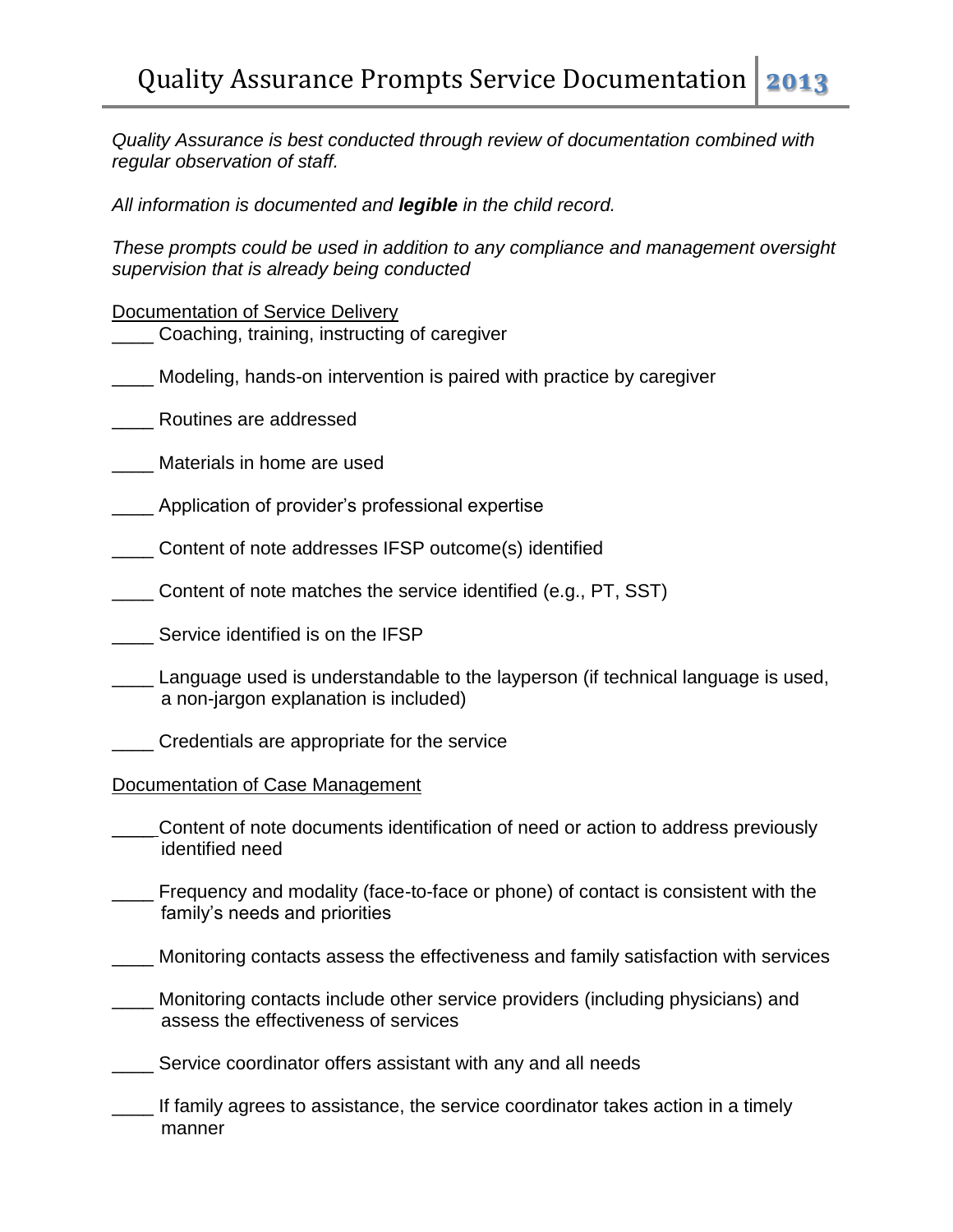# Quality Assurance Prompts Service Documentation 2013

*Quality Assurance is best conducted through review of documentation combined with regular observation of staff.*

*All information is documented and **legible** in the child record.*

*These prompts could be used in addition to any compliance and management oversight supervision that is already being conducted*

<u>Documentation of Service Delivery</u>

____ Coaching, training, instructing of caregiver

____ Modeling, hands-on intervention is paired with practice by caregiver

____ Routines are addressed

____ Materials in home are used

____ Application of provider's professional expertise

____ Content of note addresses IFSP outcome(s) identified

____ Content of note matches the service identified (e.g., PT, SST)

____ Service identified is on the IFSP

____ Language used is understandable to the layperson (if technical language is used, a non-jargon explanation is included)

____ Credentials are appropriate for the service

<u>Documentation of Case Management</u>

____ Content of note documents identification of need or action to address previously identified need

____ Frequency and modality (face-to-face or phone) of contact is consistent with the family's needs and priorities

____ Monitoring contacts assess the effectiveness and family satisfaction with services

____ Monitoring contacts include other service providers (including physicians) and assess the effectiveness of services

____ Service coordinator offers assistant with any and all needs

____ If family agrees to assistance, the service coordinator takes action in a timely manner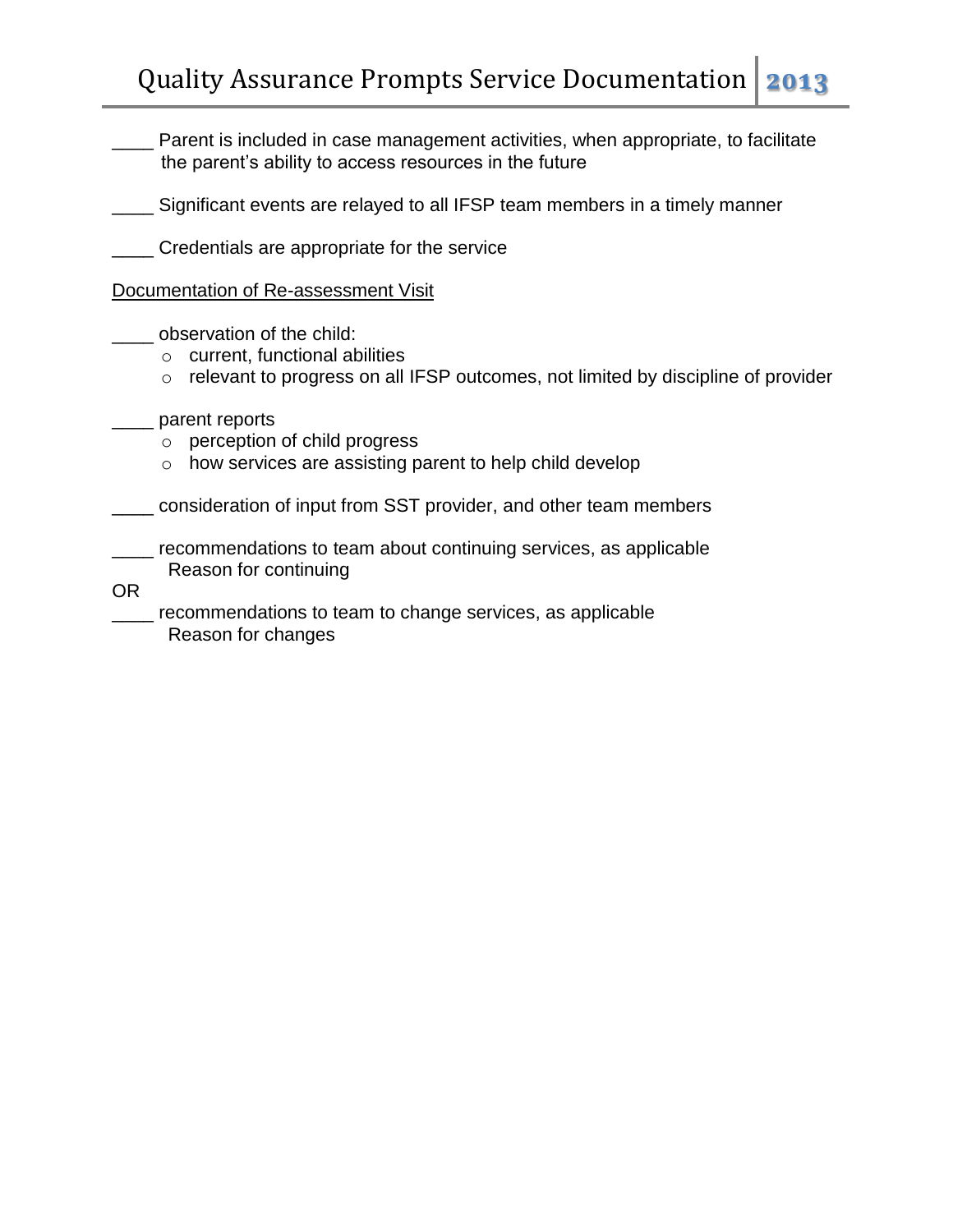____ Parent is included in case management activities, when appropriate, to facilitate the parent's ability to access resources in the future

____ Significant events are relayed to all IFSP team members in a timely manner

____ Credentials are appropriate for the service

<u>Documentation of Re-assessment Visit</u>

____ observation of the child:

- current, functional abilities
- relevant to progress on all IFSP outcomes, not limited by discipline of provider

____ parent reports

- perception of child progress
- how services are assisting parent to help child develop

____ consideration of input from SST provider, and other team members

____ recommendations to team about continuing services, as applicable
Reason for continuing

OR

____ recommendations to team to change services, as applicable
Reason for changes